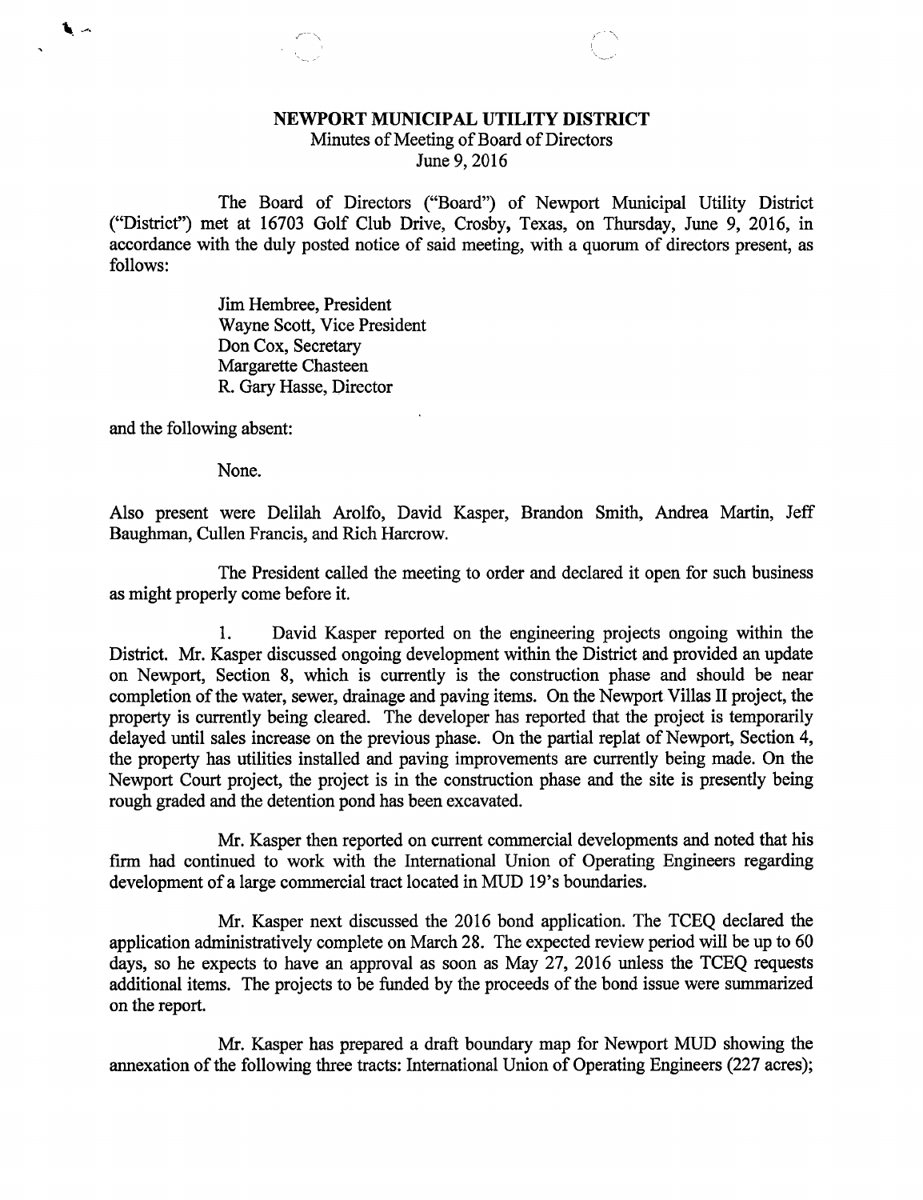# NEWPORT MUNICIPAL UTILITY DISTRICT

Minutes of Meeting of Board of Directors
June 9, 2016

The Board of Directors ("Board") of Newport Municipal Utility District ("District") met at 16703 Golf Club Drive, Crosby, Texas, on Thursday, June 9, 2016, in accordance with the duly posted notice of said meeting, with a quorum of directors present, as follows:

Jim Hembree, President
Wayne Scott, Vice President
Don Cox, Secretary
Margarette Chasteen
R. Gary Hasse, Director

and the following absent:

None.

Also present were Delilah Arolfo, David Kasper, Brandon Smith, Andrea Martin, Jeff Baughman, Cullen Francis, and Rich Harcrow.

The President called the meeting to order and declared it open for such business as might properly come before it.

1. David Kasper reported on the engineering projects ongoing within the District. Mr. Kasper discussed ongoing development within the District and provided an update on Newport, Section 8, which is currently is the construction phase and should be near completion of the water, sewer, drainage and paving items. On the Newport Villas II project, the property is currently being cleared. The developer has reported that the project is temporarily delayed until sales increase on the previous phase. On the partial replat of Newport, Section 4, the property has utilities installed and paving improvements are currently being made. On the Newport Court project, the project is in the construction phase and the site is presently being rough graded and the detention pond has been excavated.

Mr. Kasper then reported on current commercial developments and noted that his firm had continued to work with the International Union of Operating Engineers regarding development of a large commercial tract located in MUD 19's boundaries.

Mr. Kasper next discussed the 2016 bond application. The TCEQ declared the application administratively complete on March 28. The expected review period will be up to 60 days, so he expects to have an approval as soon as May 27, 2016 unless the TCEQ requests additional items. The projects to be funded by the proceeds of the bond issue were summarized on the report.

Mr. Kasper has prepared a draft boundary map for Newport MUD showing the annexation of the following three tracts: International Union of Operating Engineers (227 acres);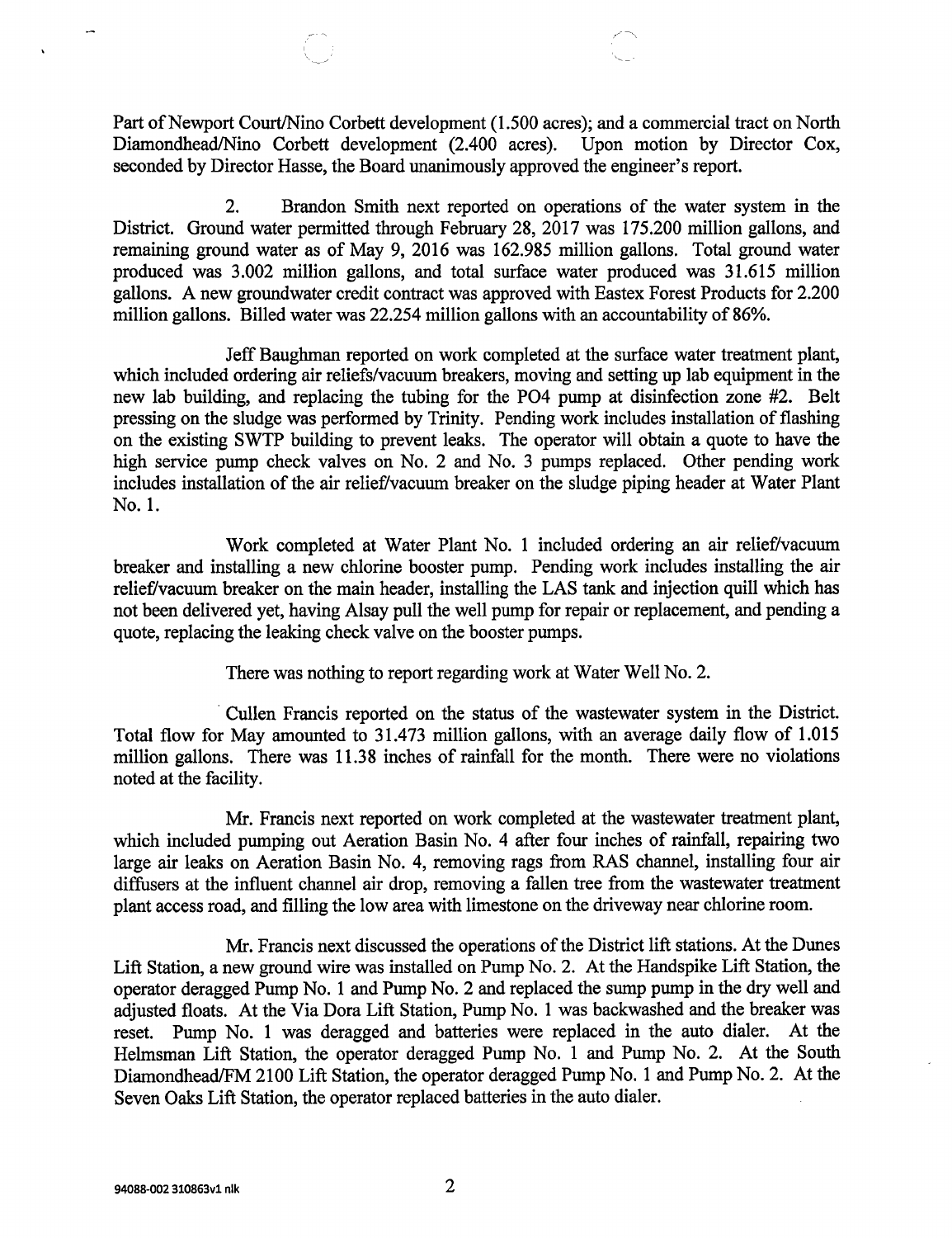Part of Newport Court/Nino Corbett development (1.500 acres); and a commercial tract on North Diamondhead/Nino Corbett development (2.400 acres). Upon motion by Director Cox, seconded by Director Hasse, the Board unanimously approved the engineer's report.

2. Brandon Smith next reported on operations of the water system in the District. Ground water permitted through February 28, 2017 was 175.200 million gallons, and remaining ground water as of May 9, 2016 was 162.985 million gallons. Total ground water produced was 3.002 million gallons, and total surface water produced was 31.615 million gallons. A new groundwater credit contract was approved with Eastex Forest Products for 2.200 million gallons. Billed water was 22.254 million gallons with an accountability of 86%.

Jeff Baughman reported on work completed at the surface water treatment plant, which included ordering air reliefs/vacuum breakers, moving and setting up lab equipment in the new lab building, and replacing the tubing for the PO4 pump at disinfection zone #2. Belt pressing on the sludge was performed by Trinity. Pending work includes installation of flashing on the existing SWTP building to prevent leaks. The operator will obtain a quote to have the high service pump check valves on No. 2 and No. 3 pumps replaced. Other pending work includes installation of the air relief/vacuum breaker on the sludge piping header at Water Plant No. 1.

Work completed at Water Plant No. 1 included ordering an air relief/vacuum breaker and installing a new chlorine booster pump. Pending work includes installing the air relief/vacuum breaker on the main header, installing the LAS tank and injection quill which has not been delivered yet, having Alsay pull the well pump for repair or replacement, and pending a quote, replacing the leaking check valve on the booster pumps.

There was nothing to report regarding work at Water Well No. 2.

Cullen Francis reported on the status of the wastewater system in the District. Total flow for May amounted to 31.473 million gallons, with an average daily flow of 1.015 million gallons. There was 11.38 inches of rainfall for the month. There were no violations noted at the facility.

Mr. Francis next reported on work completed at the wastewater treatment plant, which included pumping out Aeration Basin No. 4 after four inches of rainfall, repairing two large air leaks on Aeration Basin No. 4, removing rags from RAS channel, installing four air diffusers at the influent channel air drop, removing a fallen tree from the wastewater treatment plant access road, and filling the low area with limestone on the driveway near chlorine room.

Mr. Francis next discussed the operations of the District lift stations. At the Dunes Lift Station, a new ground wire was installed on Pump No. 2. At the Handspike Lift Station, the operator deragged Pump No. 1 and Pump No. 2 and replaced the sump pump in the dry well and adjusted floats. At the Via Dora Lift Station, Pump No. 1 was backwashed and the breaker was reset. Pump No. 1 was deragged and batteries were replaced in the auto dialer. At the Helmsman Lift Station, the operator deragged Pump No. 1 and Pump No. 2. At the South Diamondhead/FM 2100 Lift Station, the operator deragged Pump No. 1 and Pump No. 2. At the Seven Oaks Lift Station, the operator replaced batteries in the auto dialer.

94088-002 310863v1 nlk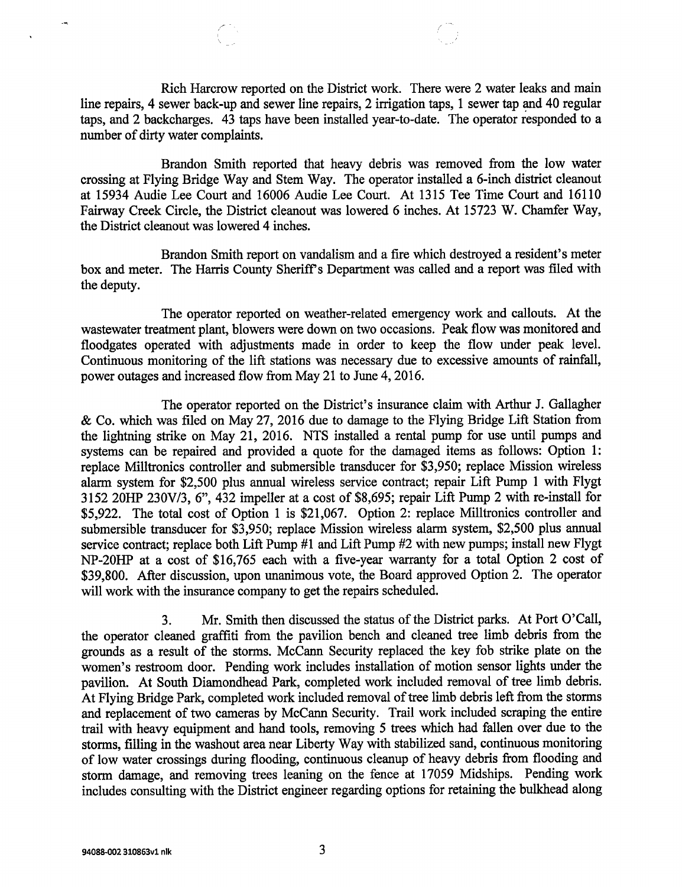Rich Harcrow reported on the District work. There were 2 water leaks and main line repairs, 4 sewer back-up and sewer line repairs, 2 irrigation taps, 1 sewer tap and 40 regular taps, and 2 backcharges. 43 taps have been installed year-to-date. The operator responded to a number of dirty water complaints.

Brandon Smith reported that heavy debris was removed from the low water crossing at Flying Bridge Way and Stem Way. The operator installed a 6-inch district cleanout at 15934 Audie Lee Court and 16006 Audie Lee Court. At 1315 Tee Time Court and 16110 Fairway Creek Circle, the District cleanout was lowered 6 inches. At 15723 W. Chamfer Way, the District cleanout was lowered 4 inches.

Brandon Smith report on vandalism and a fire which destroyed a resident's meter box and meter. The Harris County Sheriff's Department was called and a report was filed with the deputy.

The operator reported on weather-related emergency work and callouts. At the wastewater treatment plant, blowers were down on two occasions. Peak flow was monitored and floodgates operated with adjustments made in order to keep the flow under peak level. Continuous monitoring of the lift stations was necessary due to excessive amounts of rainfall, power outages and increased flow from May 21 to June 4, 2016.

The operator reported on the District's insurance claim with Arthur J. Gallagher & Co. which was filed on May 27, 2016 due to damage to the Flying Bridge Lift Station from the lightning strike on May 21, 2016. NTS installed a rental pump for use until pumps and systems can be repaired and provided a quote for the damaged items as follows: Option 1: replace Milltronics controller and submersible transducer for $3,950; replace Mission wireless alarm system for $2,500 plus annual wireless service contract; repair Lift Pump 1 with Flygt 3152 20HP 230V/3, 6", 432 impeller at a cost of $8,695; repair Lift Pump 2 with re-install for $5,922. The total cost of Option 1 is $21,067. Option 2: replace Milltronics controller and submersible transducer for $3,950; replace Mission wireless alarm system, $2,500 plus annual service contract; replace both Lift Pump #1 and Lift Pump #2 with new pumps; install new Flygt NP-20HP at a cost of $16,765 each with a five-year warranty for a total Option 2 cost of $39,800. After discussion, upon unanimous vote, the Board approved Option 2. The operator will work with the insurance company to get the repairs scheduled.

3. Mr. Smith then discussed the status of the District parks. At Port O'Call, the operator cleaned graffiti from the pavilion bench and cleaned tree limb debris from the grounds as a result of the storms. McCann Security replaced the key fob strike plate on the women's restroom door. Pending work includes installation of motion sensor lights under the pavilion. At South Diamondhead Park, completed work included removal of tree limb debris. At Flying Bridge Park, completed work included removal of tree limb debris left from the storms and replacement of two cameras by McCann Security. Trail work included scraping the entire trail with heavy equipment and hand tools, removing 5 trees which had fallen over due to the storms, filling in the washout area near Liberty Way with stabilized sand, continuous monitoring of low water crossings during flooding, continuous cleanup of heavy debris from flooding and storm damage, and removing trees leaning on the fence at 17059 Midships. Pending work includes consulting with the District engineer regarding options for retaining the bulkhead along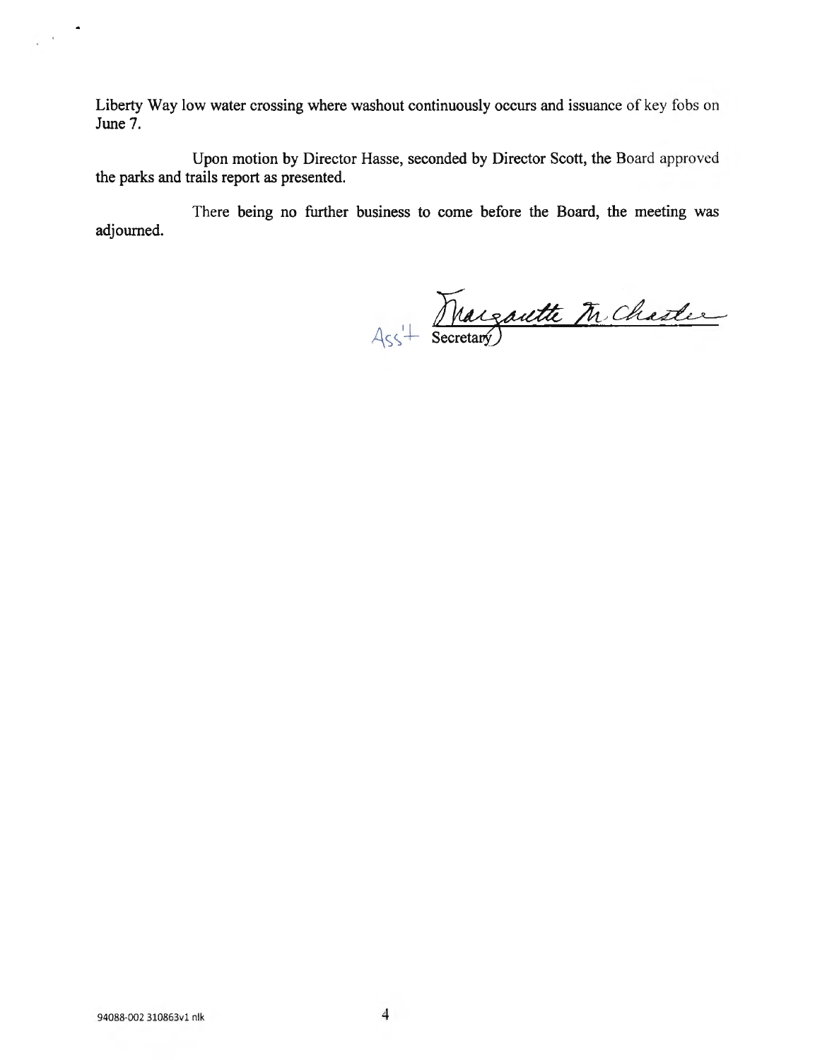Liberty Way low water crossing where washout continuously occurs and issuance of key fobs on June 7.

Upon motion by Director Hasse, seconded by Director Scott, the Board approved the parks and trails report as presented.

There being no further business to come before the Board, the meeting was adjourned.

Ass't Secretary

94088-002 310863v1 nlk